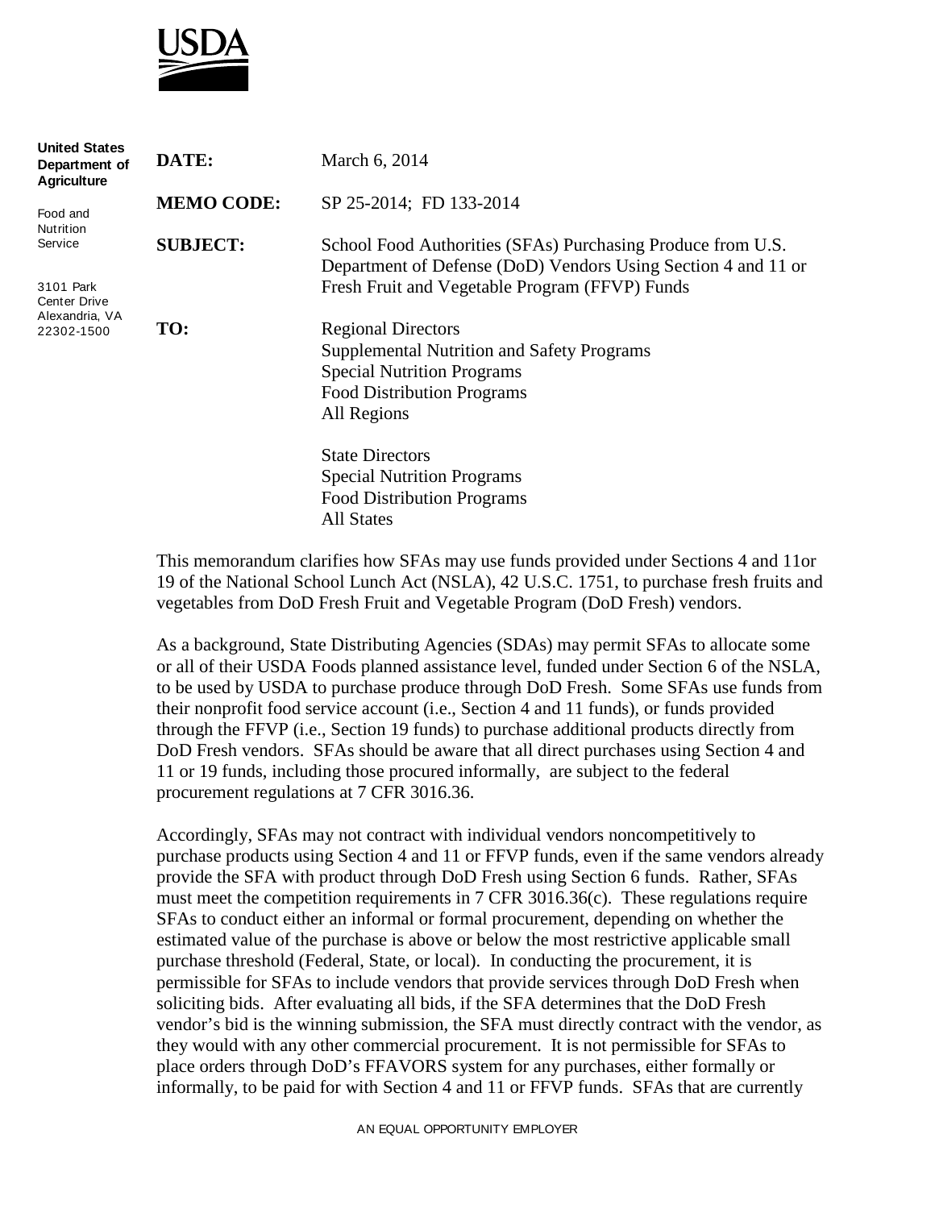USDA

**United States Department of Agriculture**

Food and Nutrition Service

3101 Park Center Drive
Alexandria, VA 22302-1500

| | |
|---|---|
| **DATE:** | March 6, 2014 |
| **MEMO CODE:** | SP 25-2014; FD 133-2014 |
| **SUBJECT:** | School Food Authorities (SFAs) Purchasing Produce from U.S. Department of Defense (DoD) Vendors Using Section 4 and 11 or Fresh Fruit and Vegetable Program (FFVP) Funds |
| **TO:** | Regional Directors<br>Supplemental Nutrition and Safety Programs<br>Special Nutrition Programs<br>Food Distribution Programs<br>All Regions<br><br>State Directors<br>Special Nutrition Programs<br>Food Distribution Programs<br>All States |

This memorandum clarifies how SFAs may use funds provided under Sections 4 and 11or 19 of the National School Lunch Act (NSLA), 42 U.S.C. 1751, to purchase fresh fruits and vegetables from DoD Fresh Fruit and Vegetable Program (DoD Fresh) vendors.

As a background, State Distributing Agencies (SDAs) may permit SFAs to allocate some or all of their USDA Foods planned assistance level, funded under Section 6 of the NSLA, to be used by USDA to purchase produce through DoD Fresh. Some SFAs use funds from their nonprofit food service account (i.e., Section 4 and 11 funds), or funds provided through the FFVP (i.e., Section 19 funds) to purchase additional products directly from DoD Fresh vendors. SFAs should be aware that all direct purchases using Section 4 and 11 or 19 funds, including those procured informally, are subject to the federal procurement regulations at 7 CFR 3016.36.

Accordingly, SFAs may not contract with individual vendors noncompetitively to purchase products using Section 4 and 11 or FFVP funds, even if the same vendors already provide the SFA with product through DoD Fresh using Section 6 funds. Rather, SFAs must meet the competition requirements in 7 CFR 3016.36(c). These regulations require SFAs to conduct either an informal or formal procurement, depending on whether the estimated value of the purchase is above or below the most restrictive applicable small purchase threshold (Federal, State, or local). In conducting the procurement, it is permissible for SFAs to include vendors that provide services through DoD Fresh when soliciting bids. After evaluating all bids, if the SFA determines that the DoD Fresh vendor's bid is the winning submission, the SFA must directly contract with the vendor, as they would with any other commercial procurement. It is not permissible for SFAs to place orders through DoD's FFAVORS system for any purchases, either formally or informally, to be paid for with Section 4 and 11 or FFVP funds. SFAs that are currently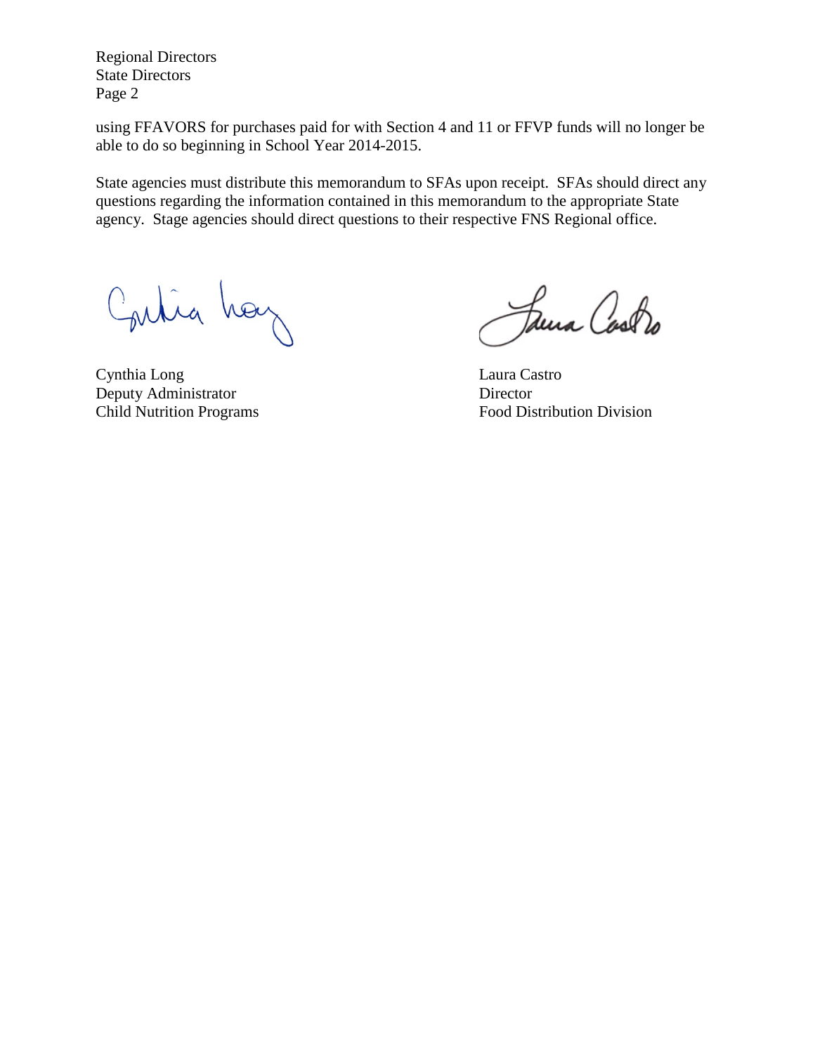using FFAVORS for purchases paid for with Section 4 and 11 or FFVP funds will no longer be able to do so beginning in School Year 2014-2015.

State agencies must distribute this memorandum to SFAs upon receipt. SFAs should direct any questions regarding the information contained in this memorandum to the appropriate State agency. Stage agencies should direct questions to their respective FNS Regional office.

Cynthia Long
Deputy Administrator
Child Nutrition Programs

Laura Castro
Director
Food Distribution Division